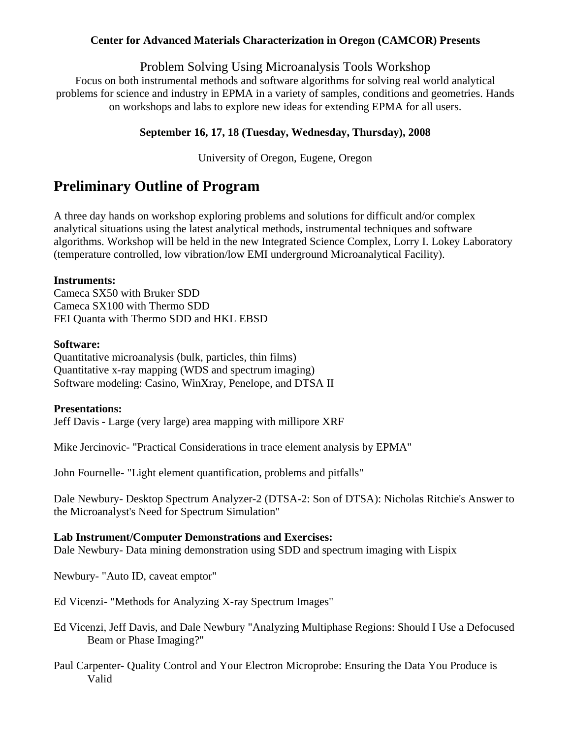**Center for Advanced Materials Characterization in Oregon (CAMCOR) Presents**

Problem Solving Using Microanalysis Tools Workshop

Focus on both instrumental methods and software algorithms for solving real world analytical problems for science and industry in EPMA in a variety of samples, conditions and geometries. Hands on workshops and labs to explore new ideas for extending EPMA for all users.

**September 16, 17, 18 (Tuesday, Wednesday, Thursday), 2008**

University of Oregon, Eugene, Oregon

# Preliminary Outline of Program

A three day hands on workshop exploring problems and solutions for difficult and/or complex analytical situations using the latest analytical methods, instrumental techniques and software algorithms. Workshop will be held in the new Integrated Science Complex, Lorry I. Lokey Laboratory (temperature controlled, low vibration/low EMI underground Microanalytical Facility).

**Instruments:**
Cameca SX50 with Bruker SDD
Cameca SX100 with Thermo SDD
FEI Quanta with Thermo SDD and HKL EBSD

**Software:**
Quantitative microanalysis (bulk, particles, thin films)
Quantitative x-ray mapping (WDS and spectrum imaging)
Software modeling: Casino, WinXray, Penelope, and DTSA II

**Presentations:**
Jeff Davis - Large (very large) area mapping with millipore XRF

Mike Jercinovic- "Practical Considerations in trace element analysis by EPMA"

John Fournelle- "Light element quantification, problems and pitfalls"

Dale Newbury- Desktop Spectrum Analyzer-2 (DTSA-2: Son of DTSA): Nicholas Ritchie's Answer to the Microanalyst's Need for Spectrum Simulation"

**Lab Instrument/Computer Demonstrations and Exercises:**
Dale Newbury- Data mining demonstration using SDD and spectrum imaging with Lispix

Newbury- "Auto ID, caveat emptor"

Ed Vicenzi- "Methods for Analyzing X-ray Spectrum Images"

Ed Vicenzi, Jeff Davis, and Dale Newbury "Analyzing Multiphase Regions: Should I Use a Defocused Beam or Phase Imaging?"

Paul Carpenter- Quality Control and Your Electron Microprobe: Ensuring the Data You Produce is Valid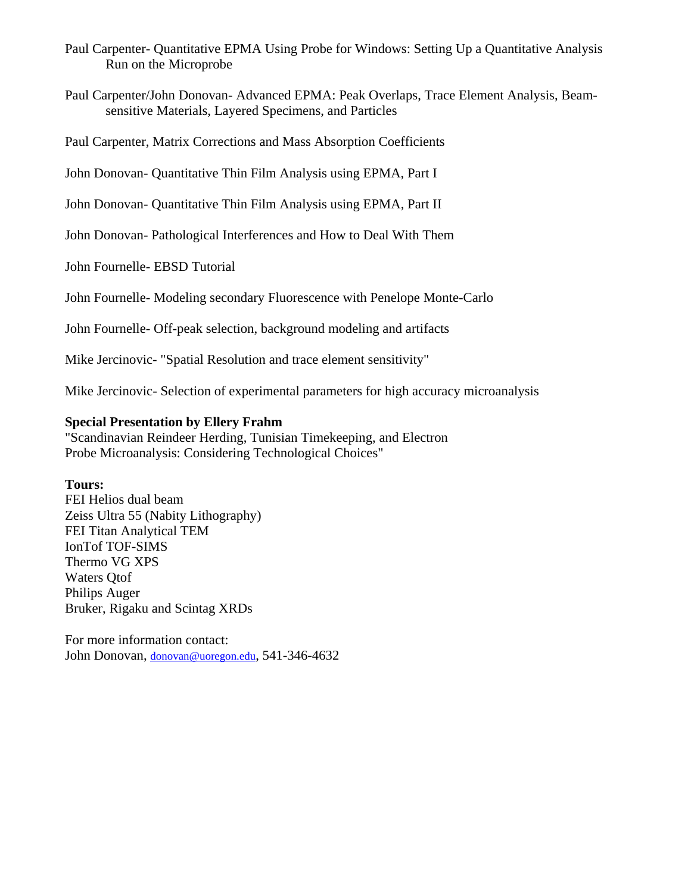Paul Carpenter- Quantitative EPMA Using Probe for Windows: Setting Up a Quantitative Analysis Run on the Microprobe

Paul Carpenter/John Donovan- Advanced EPMA: Peak Overlaps, Trace Element Analysis, Beam-sensitive Materials, Layered Specimens, and Particles

Paul Carpenter, Matrix Corrections and Mass Absorption Coefficients

John Donovan- Quantitative Thin Film Analysis using EPMA, Part I

John Donovan- Quantitative Thin Film Analysis using EPMA, Part II

John Donovan- Pathological Interferences and How to Deal With Them

John Fournelle- EBSD Tutorial

John Fournelle- Modeling secondary Fluorescence with Penelope Monte-Carlo

John Fournelle- Off-peak selection, background modeling and artifacts

Mike Jercinovic- "Spatial Resolution and trace element sensitivity"

Mike Jercinovic- Selection of experimental parameters for high accuracy microanalysis

**Special Presentation by Ellery Frahm**
"Scandinavian Reindeer Herding, Tunisian Timekeeping, and Electron Probe Microanalysis: Considering Technological Choices"

**Tours:**
FEI Helios dual beam
Zeiss Ultra 55 (Nabity Lithography)
FEI Titan Analytical TEM
IonTof TOF-SIMS
Thermo VG XPS
Waters Qtof
Philips Auger
Bruker, Rigaku and Scintag XRDs

For more information contact:
John Donovan, donovan@uoregon.edu, 541-346-4632